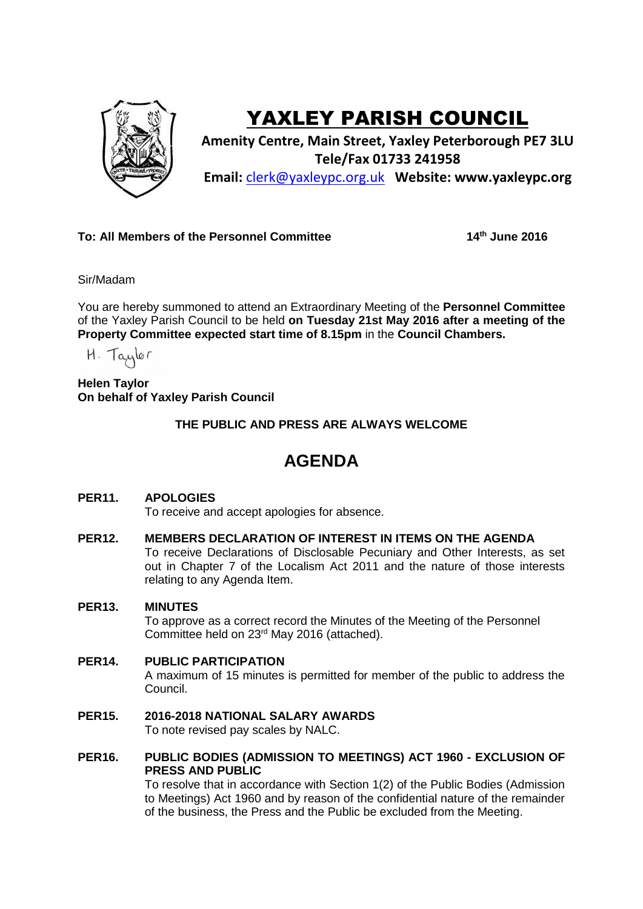# YAXLEY PARISH COUNCIL

**Amenity Centre, Main Street, Yaxley Peterborough PE7 3LU**
**Tele/Fax 01733 241958**
**Email:** clerk@yaxleypc.org.uk **Website: www.yaxleypc.org**

**To: All Members of the Personnel Committee** **14th June 2016**

Sir/Madam

You are hereby summoned to attend an Extraordinary Meeting of the **Personnel Committee** of the Yaxley Parish Council to be held **on Tuesday 21st May 2016 after a meeting of the Property Committee expected start time of 8.15pm** in the **Council Chambers.**

H. Taylor

**Helen Taylor**
**On behalf of Yaxley Parish Council**

**THE PUBLIC AND PRESS ARE ALWAYS WELCOME**

## AGENDA

**PER11. APOLOGIES**
To receive and accept apologies for absence.

**PER12. MEMBERS DECLARATION OF INTEREST IN ITEMS ON THE AGENDA**
To receive Declarations of Disclosable Pecuniary and Other Interests, as set out in Chapter 7 of the Localism Act 2011 and the nature of those interests relating to any Agenda Item.

**PER13. MINUTES**
To approve as a correct record the Minutes of the Meeting of the Personnel Committee held on 23rd May 2016 (attached).

**PER14. PUBLIC PARTICIPATION**
A maximum of 15 minutes is permitted for member of the public to address the Council.

**PER15. 2016-2018 NATIONAL SALARY AWARDS**
To note revised pay scales by NALC.

**PER16. PUBLIC BODIES (ADMISSION TO MEETINGS) ACT 1960 - EXCLUSION OF PRESS AND PUBLIC**
To resolve that in accordance with Section 1(2) of the Public Bodies (Admission to Meetings) Act 1960 and by reason of the confidential nature of the remainder of the business, the Press and the Public be excluded from the Meeting.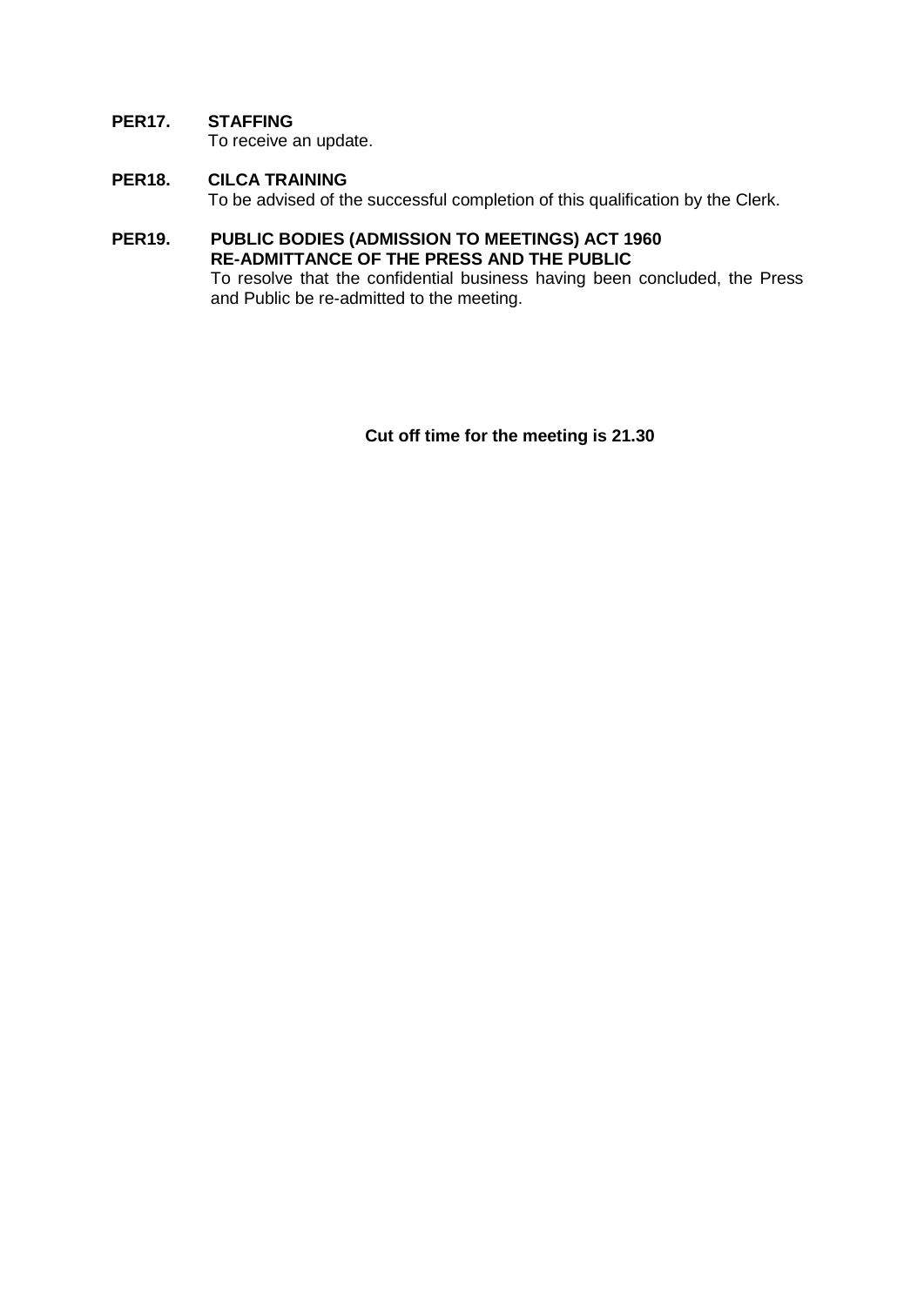**PER17. STAFFING**

To receive an update.

**PER18. CILCA TRAINING**

To be advised of the successful completion of this qualification by the Clerk.

**PER19. PUBLIC BODIES (ADMISSION TO MEETINGS) ACT 1960**
**RE-ADMITTANCE OF THE PRESS AND THE PUBLIC**

To resolve that the confidential business having been concluded, the Press and Public be re-admitted to the meeting.

**Cut off time for the meeting is 21.30**